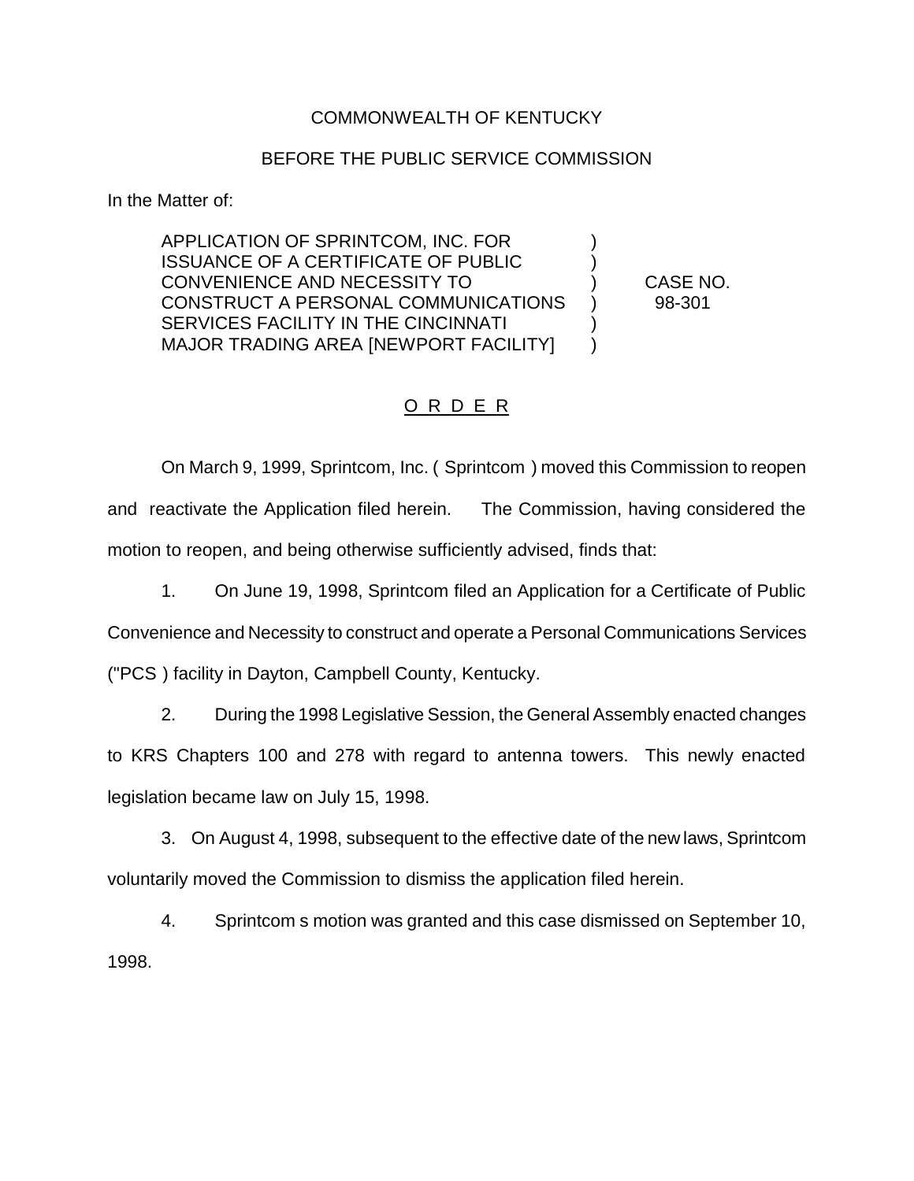COMMONWEALTH OF KENTUCKY

BEFORE THE PUBLIC SERVICE COMMISSION

In the Matter of:

APPLICATION OF SPRINTCOM, INC. FOR ISSUANCE OF A CERTIFICATE OF PUBLIC CONVENIENCE AND NECESSITY TO CONSTRUCT A PERSONAL COMMUNICATIONS SERVICES FACILITY IN THE CINCINNATI MAJOR TRADING AREA [NEWPORT FACILITY]

CASE NO. 98-301

O R D E R

On March 9, 1999, Sprintcom, Inc. ( Sprintcom ) moved this Commission to reopen and reactivate the Application filed herein. The Commission, having considered the motion to reopen, and being otherwise sufficiently advised, finds that:

1. On June 19, 1998, Sprintcom filed an Application for a Certificate of Public Convenience and Necessity to construct and operate a Personal Communications Services ("PCS ) facility in Dayton, Campbell County, Kentucky.

2. During the 1998 Legislative Session, the General Assembly enacted changes to KRS Chapters 100 and 278 with regard to antenna towers. This newly enacted legislation became law on July 15, 1998.

3. On August 4, 1998, subsequent to the effective date of the new laws, Sprintcom voluntarily moved the Commission to dismiss the application filed herein.

4. Sprintcom s motion was granted and this case dismissed on September 10, 1998.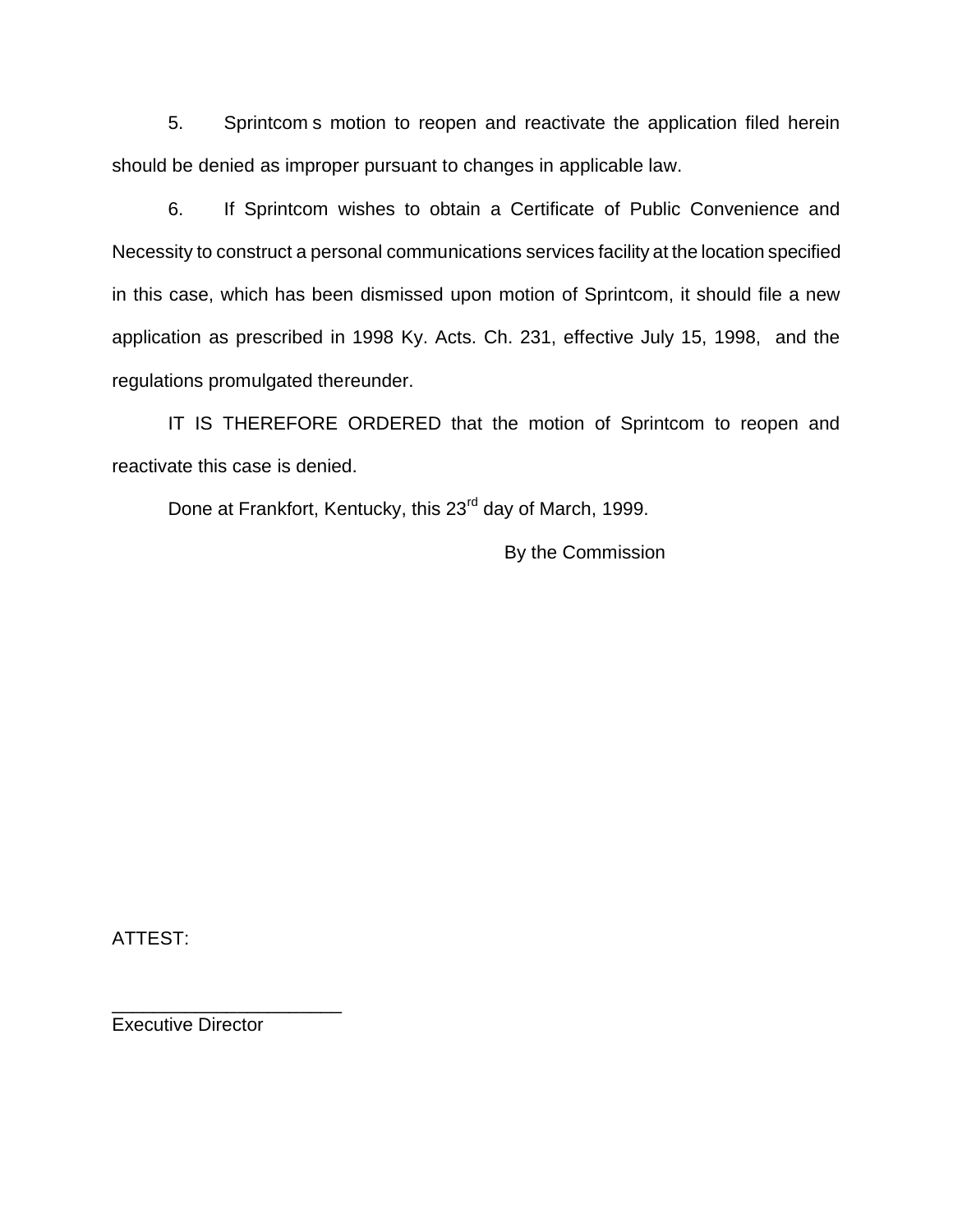5. Sprintcom s motion to reopen and reactivate the application filed herein should be denied as improper pursuant to changes in applicable law.

6. If Sprintcom wishes to obtain a Certificate of Public Convenience and Necessity to construct a personal communications services facility at the location specified in this case, which has been dismissed upon motion of Sprintcom, it should file a new application as prescribed in 1998 Ky. Acts. Ch. 231, effective July 15, 1998, and the regulations promulgated thereunder.

IT IS THEREFORE ORDERED that the motion of Sprintcom to reopen and reactivate this case is denied.

Done at Frankfort, Kentucky, this 23rd day of March, 1999.

By the Commission

ATTEST:

______________________
Executive Director